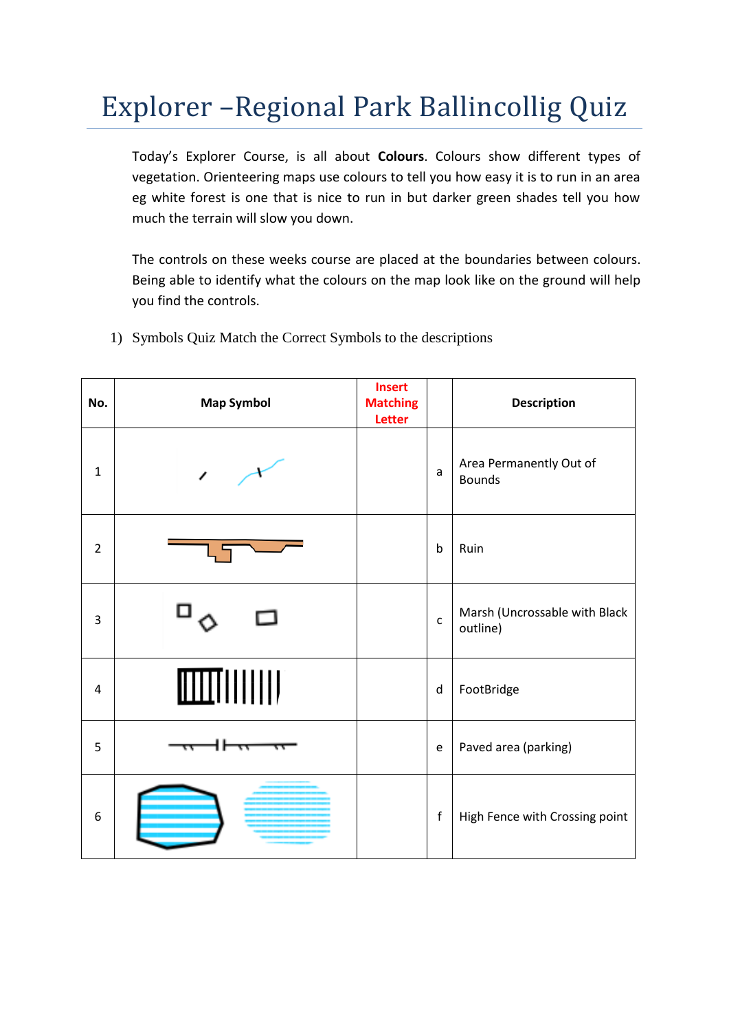# Explorer –Regional Park Ballincollig Quiz

Today's Explorer Course, is all about **Colours**. Colours show different types of vegetation. Orienteering maps use colours to tell you how easy it is to run in an area eg white forest is one that is nice to run in but darker green shades tell you how much the terrain will slow you down.

The controls on these weeks course are placed at the boundaries between colours. Being able to identify what the colours on the map look like on the ground will help you find the controls.

1) Symbols Quiz Match the Correct Symbols to the descriptions

| No. | Map Symbol | Insert Matching Letter | | Description |
|---|---|---|---|---|
| 1 | | | a | Area Permanently Out of Bounds |
| 2 | | | b | Ruin |
| 3 | | | c | Marsh (Uncrossable with Black outline) |
| 4 | | | d | FootBridge |
| 5 | | | e | Paved area (parking) |
| 6 | | | f | High Fence with Crossing point |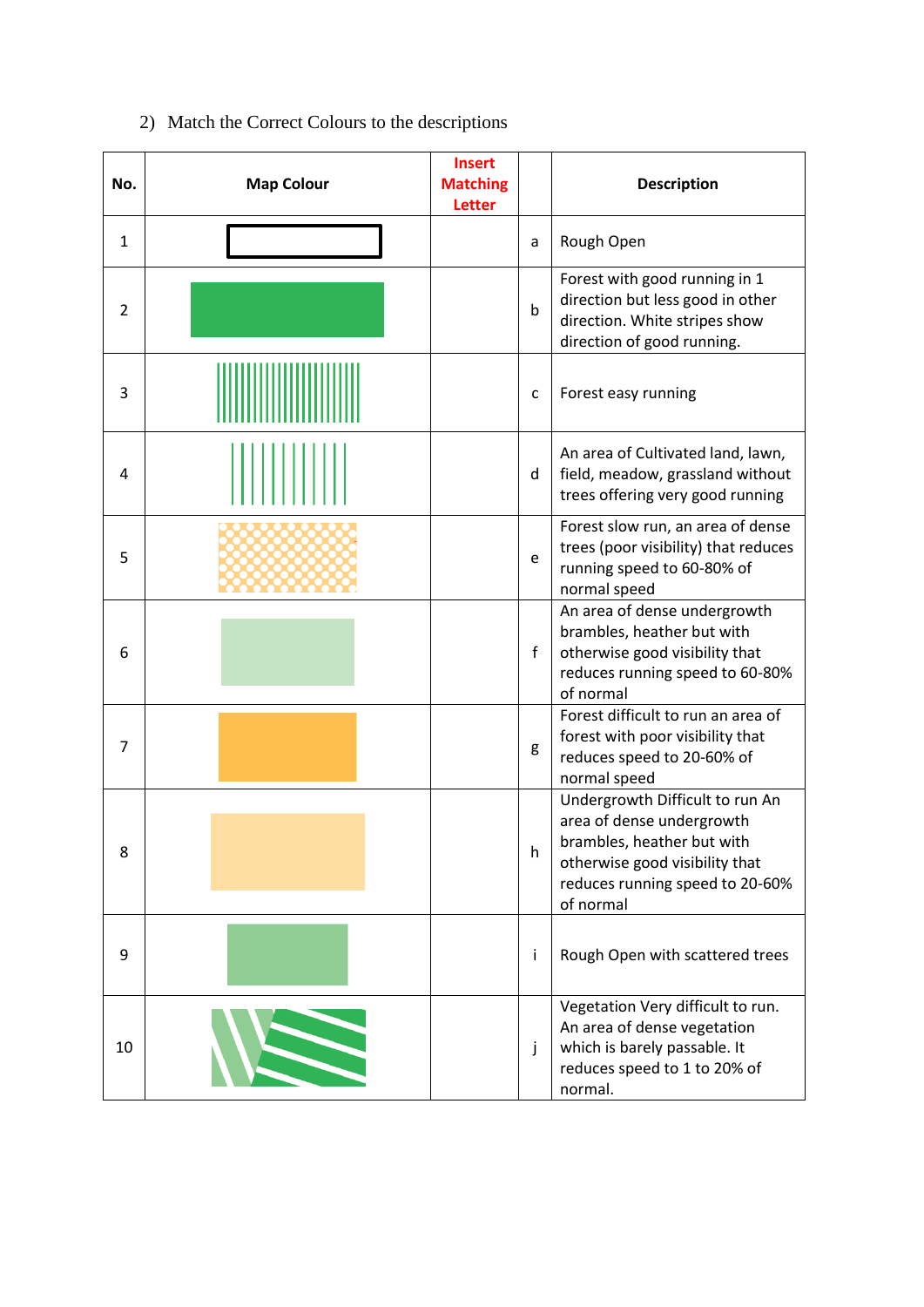2) Match the Correct Colours to the descriptions

| No. | Map Colour | Insert Matching Letter | | Description |
|---|---|---|---|---|
| 1 | | | a | Rough Open |
| 2 | | | b | Forest with good running in 1 direction but less good in other direction. White stripes show direction of good running. |
| 3 | | | c | Forest easy running |
| 4 | | | d | An area of Cultivated land, lawn, field, meadow, grassland without trees offering very good running |
| 5 | | | e | Forest slow run, an area of dense trees (poor visibility) that reduces running speed to 60-80% of normal speed |
| 6 | | | f | An area of dense undergrowth brambles, heather but with otherwise good visibility that reduces running speed to 60-80% of normal |
| 7 | | | g | Forest difficult to run an area of forest with poor visibility that reduces speed to 20-60% of normal speed |
| 8 | | | h | Undergrowth Difficult to run An area of dense undergrowth brambles, heather but with otherwise good visibility that reduces running speed to 20-60% of normal |
| 9 | | | i | Rough Open with scattered trees |
| 10 | | | j | Vegetation Very difficult to run. An area of dense vegetation which is barely passable. It reduces speed to 1 to 20% of normal. |